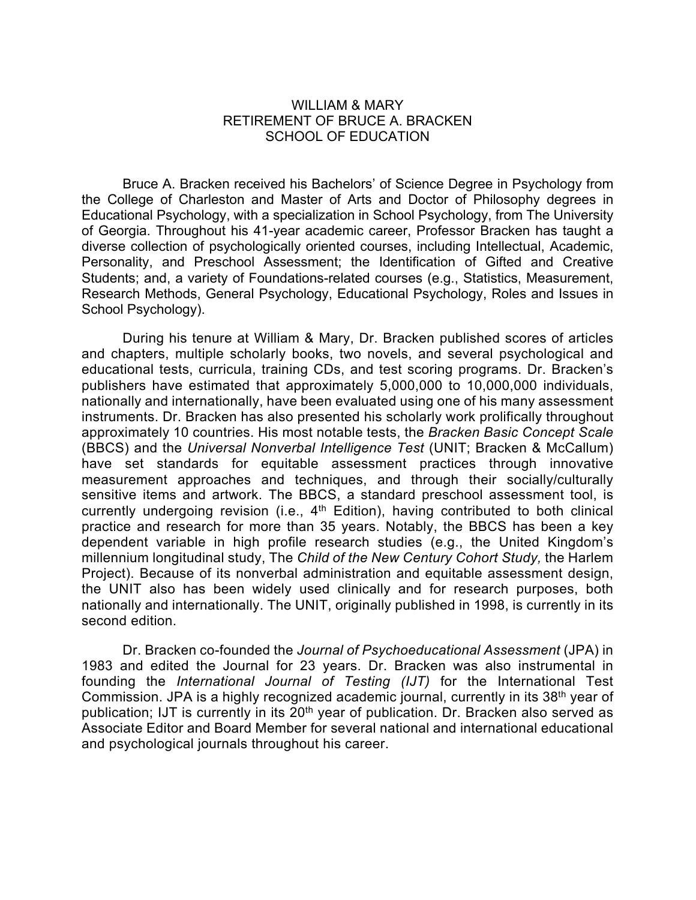# WILLIAM & MARY
# RETIREMENT OF BRUCE A. BRACKEN
# SCHOOL OF EDUCATION

Bruce A. Bracken received his Bachelors' of Science Degree in Psychology from the College of Charleston and Master of Arts and Doctor of Philosophy degrees in Educational Psychology, with a specialization in School Psychology, from The University of Georgia. Throughout his 41-year academic career, Professor Bracken has taught a diverse collection of psychologically oriented courses, including Intellectual, Academic, Personality, and Preschool Assessment; the Identification of Gifted and Creative Students; and, a variety of Foundations-related courses (e.g., Statistics, Measurement, Research Methods, General Psychology, Educational Psychology, Roles and Issues in School Psychology).

During his tenure at William & Mary, Dr. Bracken published scores of articles and chapters, multiple scholarly books, two novels, and several psychological and educational tests, curricula, training CDs, and test scoring programs. Dr. Bracken's publishers have estimated that approximately 5,000,000 to 10,000,000 individuals, nationally and internationally, have been evaluated using one of his many assessment instruments. Dr. Bracken has also presented his scholarly work prolifically throughout approximately 10 countries. His most notable tests, the *Bracken Basic Concept Scale* (BBCS) and the *Universal Nonverbal Intelligence Test* (UNIT; Bracken & McCallum) have set standards for equitable assessment practices through innovative measurement approaches and techniques, and through their socially/culturally sensitive items and artwork. The BBCS, a standard preschool assessment tool, is currently undergoing revision (i.e., 4th Edition), having contributed to both clinical practice and research for more than 35 years. Notably, the BBCS has been a key dependent variable in high profile research studies (e.g., the United Kingdom's millennium longitudinal study, The *Child of the New Century Cohort Study,* the Harlem Project). Because of its nonverbal administration and equitable assessment design, the UNIT also has been widely used clinically and for research purposes, both nationally and internationally. The UNIT, originally published in 1998, is currently in its second edition.

Dr. Bracken co-founded the *Journal of Psychoeducational Assessment* (JPA) in 1983 and edited the Journal for 23 years. Dr. Bracken was also instrumental in founding the *International Journal of Testing (IJT)* for the International Test Commission. JPA is a highly recognized academic journal, currently in its 38th year of publication; IJT is currently in its 20th year of publication. Dr. Bracken also served as Associate Editor and Board Member for several national and international educational and psychological journals throughout his career.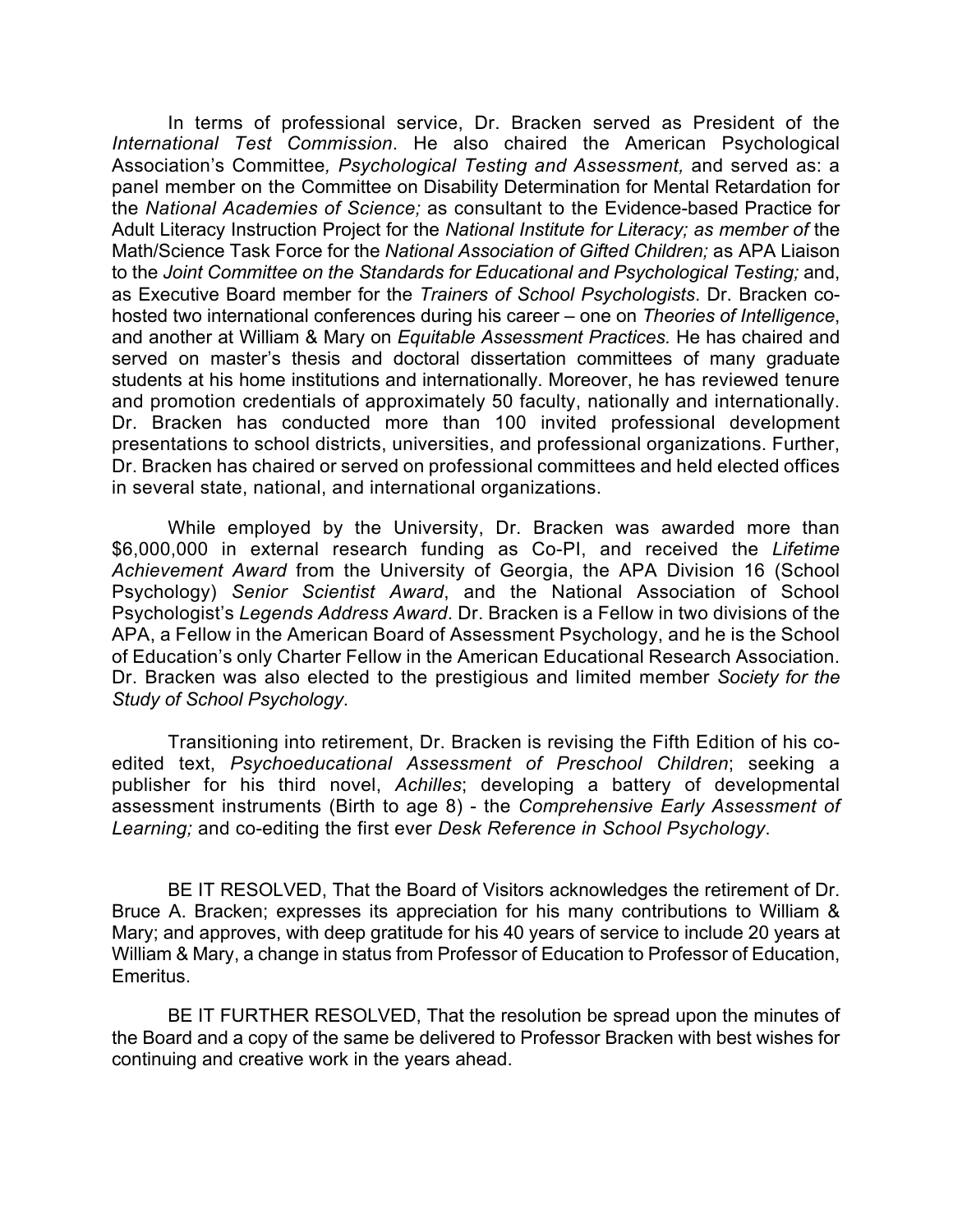In terms of professional service, Dr. Bracken served as President of the *International Test Commission*. He also chaired the American Psychological Association's Committee*, Psychological Testing and Assessment,* and served as: a panel member on the Committee on Disability Determination for Mental Retardation for the *National Academies of Science;* as consultant to the Evidence-based Practice for Adult Literacy Instruction Project for the *National Institute for Literacy; as member of* the Math/Science Task Force for the *National Association of Gifted Children;* as APA Liaison to the *Joint Committee on the Standards for Educational and Psychological Testing;* and, as Executive Board member for the *Trainers of School Psychologists*. Dr. Bracken co-hosted two international conferences during his career – one on *Theories of Intelligence*, and another at William & Mary on *Equitable Assessment Practices.* He has chaired and served on master's thesis and doctoral dissertation committees of many graduate students at his home institutions and internationally. Moreover, he has reviewed tenure and promotion credentials of approximately 50 faculty, nationally and internationally. Dr. Bracken has conducted more than 100 invited professional development presentations to school districts, universities, and professional organizations. Further, Dr. Bracken has chaired or served on professional committees and held elected offices in several state, national, and international organizations.

While employed by the University, Dr. Bracken was awarded more than $6,000,000 in external research funding as Co-PI, and received the *Lifetime Achievement Award* from the University of Georgia, the APA Division 16 (School Psychology) *Senior Scientist Award*, and the National Association of School Psychologist's *Legends Address Award*. Dr. Bracken is a Fellow in two divisions of the APA, a Fellow in the American Board of Assessment Psychology, and he is the School of Education's only Charter Fellow in the American Educational Research Association. Dr. Bracken was also elected to the prestigious and limited member *Society for the Study of School Psychology*.

Transitioning into retirement, Dr. Bracken is revising the Fifth Edition of his co-edited text, *Psychoeducational Assessment of Preschool Children*; seeking a publisher for his third novel, *Achilles*; developing a battery of developmental assessment instruments (Birth to age 8) - the *Comprehensive Early Assessment of Learning;* and co-editing the first ever *Desk Reference in School Psychology*.

BE IT RESOLVED, That the Board of Visitors acknowledges the retirement of Dr. Bruce A. Bracken; expresses its appreciation for his many contributions to William & Mary; and approves, with deep gratitude for his 40 years of service to include 20 years at William & Mary, a change in status from Professor of Education to Professor of Education, Emeritus.

BE IT FURTHER RESOLVED, That the resolution be spread upon the minutes of the Board and a copy of the same be delivered to Professor Bracken with best wishes for continuing and creative work in the years ahead.